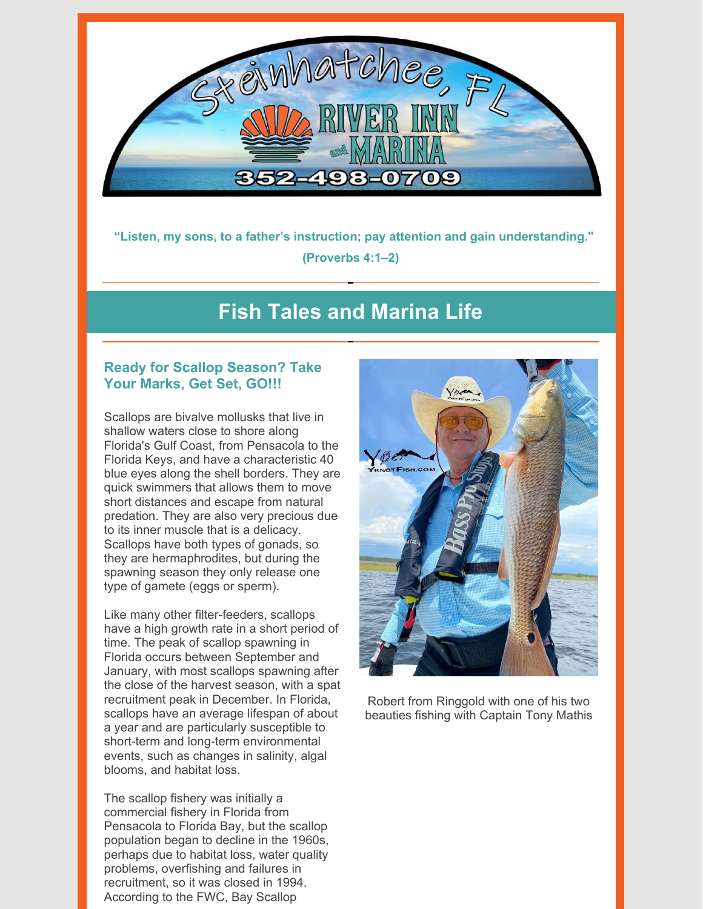# Steinhatchee, FL River Inn and Marina

352-498-0709

**"Listen, my sons, to a father's instruction; pay attention and gain understanding." (Proverbs 4:1–2)**

## Fish Tales and Marina Life

### Ready for Scallop Season? Take Your Marks, Get Set, GO!!!

Scallops are bivalve mollusks that live in shallow waters close to shore along Florida's Gulf Coast, from Pensacola to the Florida Keys, and have a characteristic 40 blue eyes along the shell borders. They are quick swimmers that allows them to move short distances and escape from natural predation. They are also very precious due to its inner muscle that is a delicacy. Scallops have both types of gonads, so they are hermaphrodites, but during the spawning season they only release one type of gamete (eggs or sperm).

Like many other filter-feeders, scallops have a high growth rate in a short period of time. The peak of scallop spawning in Florida occurs between September and January, with most scallops spawning after the close of the harvest season, with a spat recruitment peak in December. In Florida, scallops have an average lifespan of about a year and are particularly susceptible to short-term and long-term environmental events, such as changes in salinity, algal blooms, and habitat loss.

The scallop fishery was initially a commercial fishery in Florida from Pensacola to Florida Bay, but the scallop population began to decline in the 1960s, perhaps due to habitat loss, water quality problems, overfishing and failures in recruitment, so it was closed in 1994. According to the FWC, Bay Scallop

Robert from Ringgold with one of his two beauties fishing with Captain Tony Mathis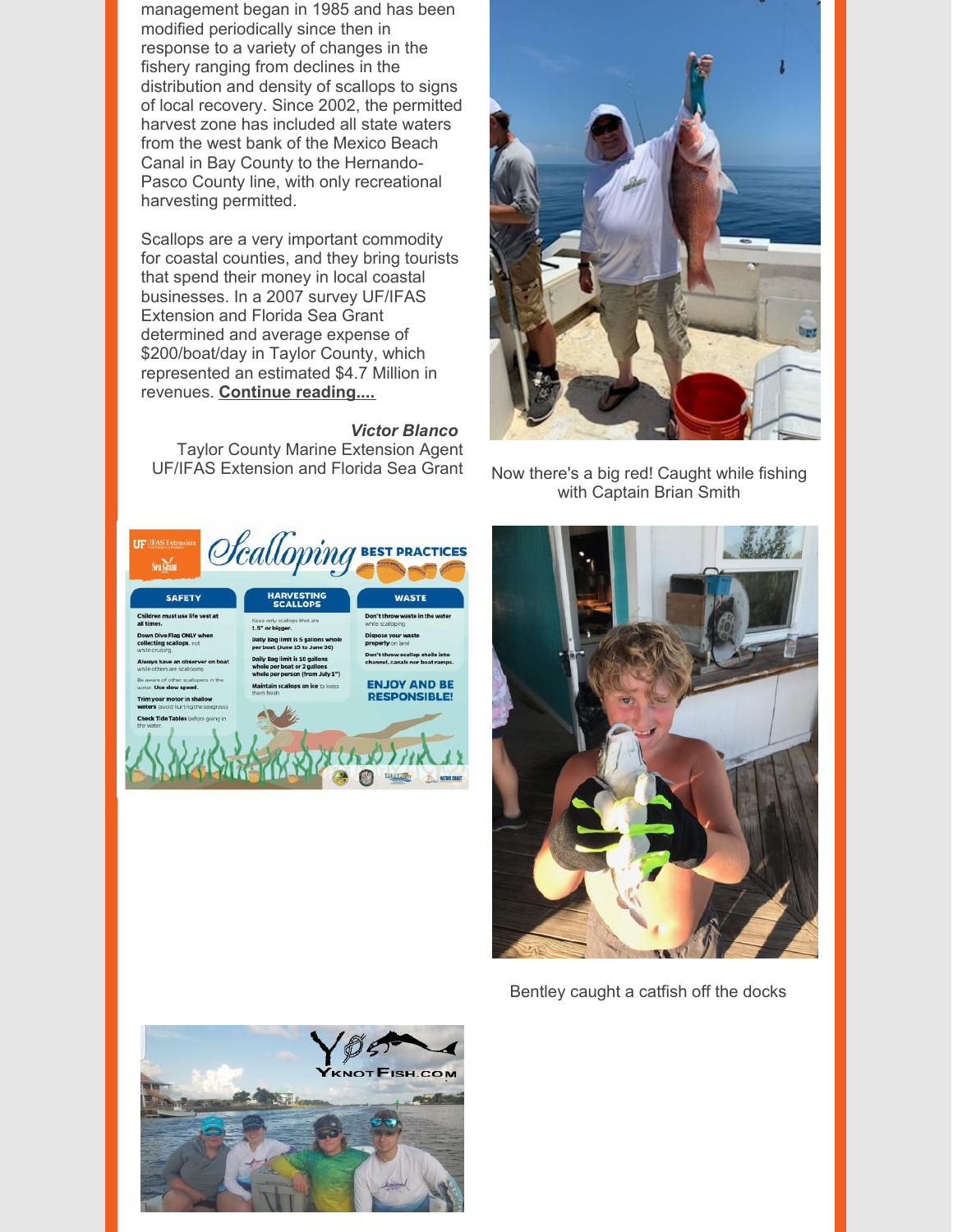management began in 1985 and has been modified periodically since then in response to a variety of changes in the fishery ranging from declines in the distribution and density of scallops to signs of local recovery. Since 2002, the permitted harvest zone has included all state waters from the west bank of the Mexico Beach Canal in Bay County to the Hernando-Pasco County line, with only recreational harvesting permitted.

Scallops are a very important commodity for coastal counties, and they bring tourists that spend their money in local coastal businesses. In a 2007 survey UF/IFAS Extension and Florida Sea Grant determined and average expense of $200/boat/day in Taylor County, which represented an estimated $4.7 Million in revenues. **Continue reading....**

***Victor Blanco***
Taylor County Marine Extension Agent
UF/IFAS Extension and Florida Sea Grant

Now there's a big red! Caught while fishing with Captain Brian Smith

Bentley caught a catfish off the docks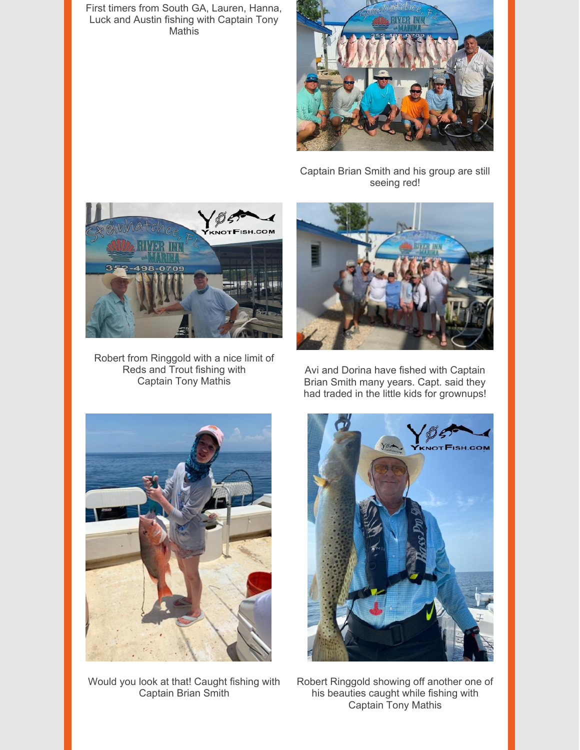First timers from South GA, Lauren, Hanna, Luck and Austin fishing with Captain Tony Mathis

Captain Brian Smith and his group are still seeing red!

Robert from Ringgold with a nice limit of Reds and Trout fishing with Captain Tony Mathis

Avi and Dorina have fished with Captain Brian Smith many years. Capt. said they had traded in the little kids for grownups!

Would you look at that! Caught fishing with Captain Brian Smith

Robert Ringgold showing off another one of his beauties caught while fishing with Captain Tony Mathis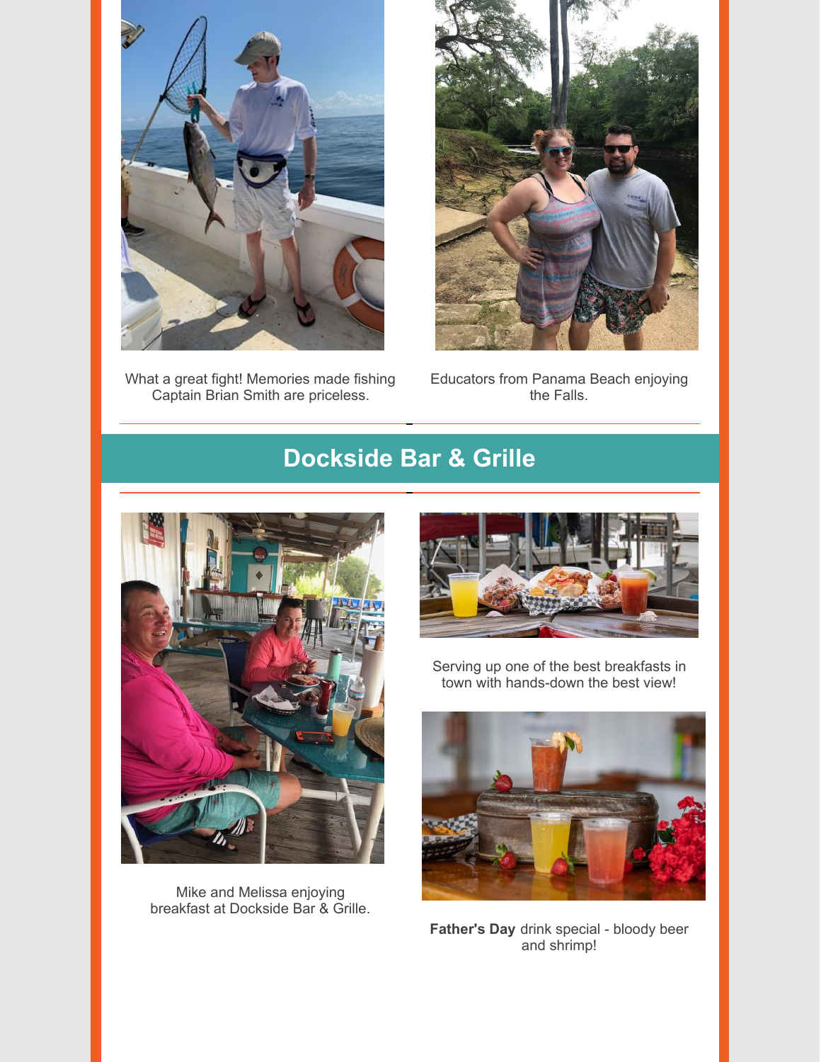What a great fight! Memories made fishing Captain Brian Smith are priceless.

Educators from Panama Beach enjoying the Falls.

## Dockside Bar & Grille

Mike and Melissa enjoying breakfast at Dockside Bar & Grille.

Serving up one of the best breakfasts in town with hands-down the best view!

**Father's Day** drink special - bloody beer and shrimp!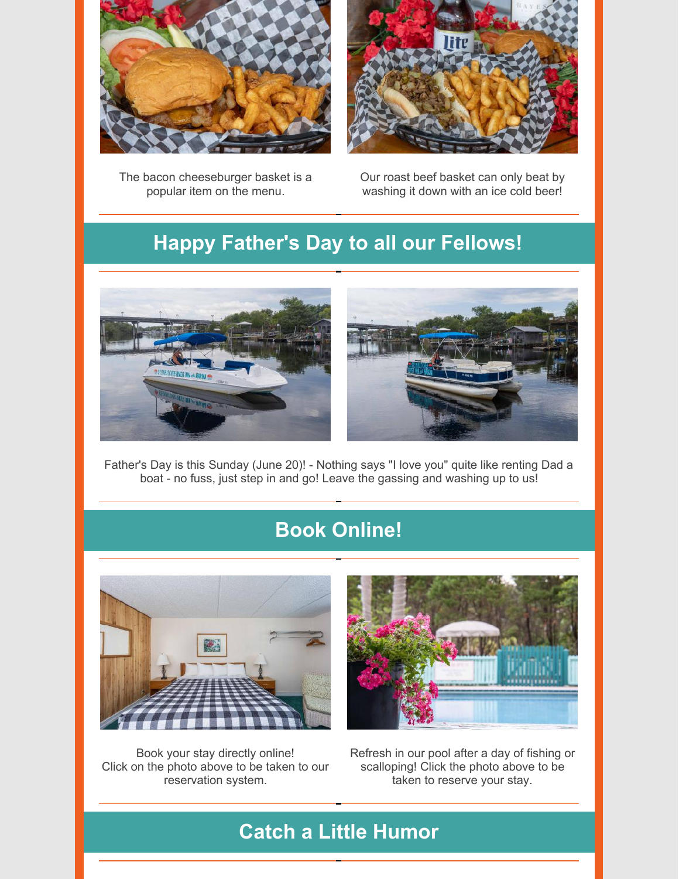The bacon cheeseburger basket is a popular item on the menu.

Our roast beef basket can only beat by washing it down with an ice cold beer!

## Happy Father's Day to all our Fellows!

Father's Day is this Sunday (June 20)! - Nothing says "I love you" quite like renting Dad a boat - no fuss, just step in and go! Leave the gassing and washing up to us!

## Book Online!

Book your stay directly online!
Click on the photo above to be taken to our reservation system.

Refresh in our pool after a day of fishing or scalloping! Click the photo above to be taken to reserve your stay.

## Catch a Little Humor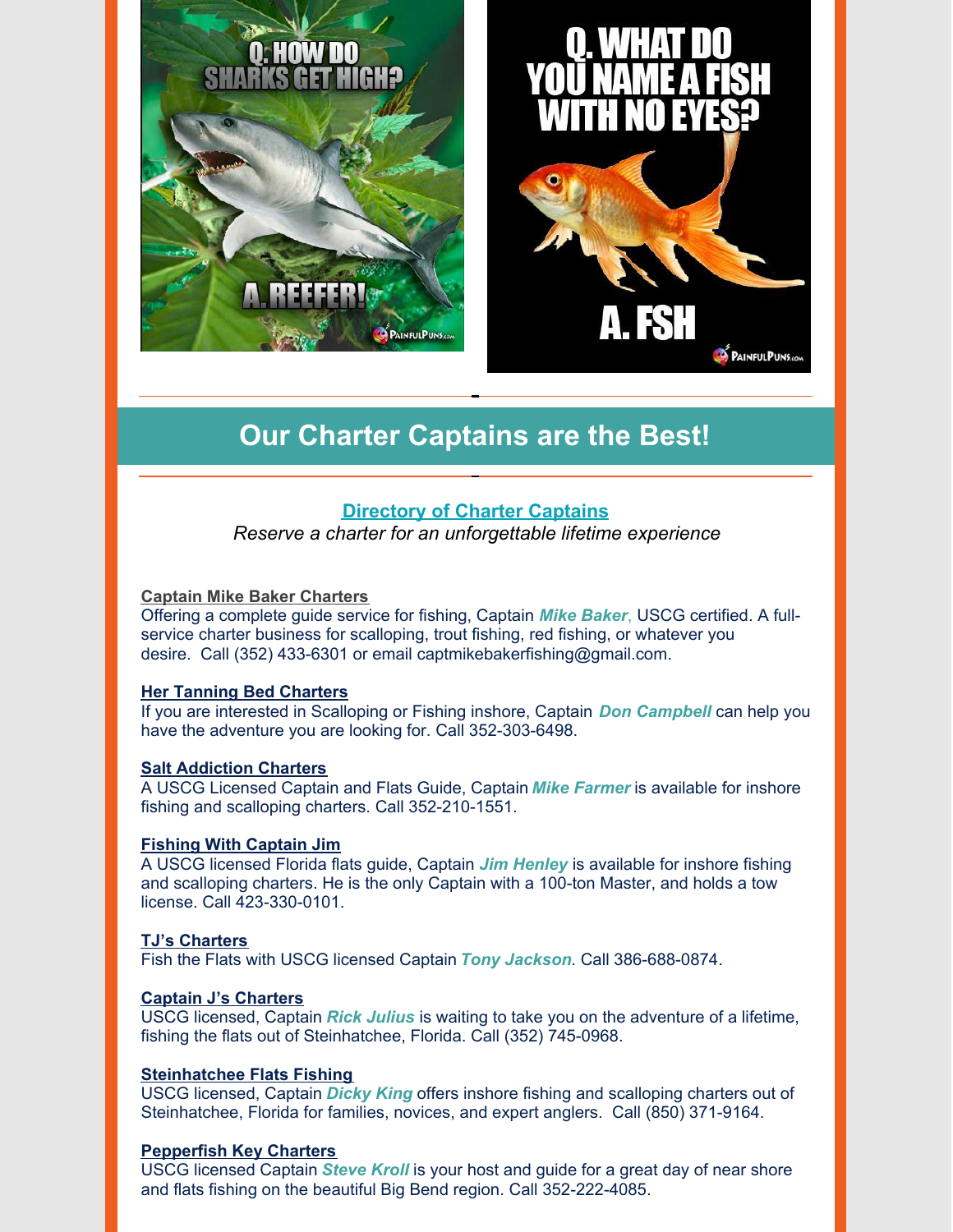Q. HOW DO SHARKS GET HIGH?

A. REEFER!

Q. WHAT DO YOU NAME A FISH WITH NO EYES?

A. FSH

## Our Charter Captains are the Best!

**Directory of Charter Captains**

*Reserve a charter for an unforgettable lifetime experience*

**Captain Mike Baker Charters**
Offering a complete guide service for fishing, Captain ***Mike Baker***, USCG certified. A full-service charter business for scalloping, trout fishing, red fishing, or whatever you desire. Call (352) 433-6301 or email captmikebakerfishing@gmail.com.

**Her Tanning Bed Charters**
If you are interested in Scalloping or Fishing inshore, Captain ***Don Campbell*** can help you have the adventure you are looking for. Call 352-303-6498.

**Salt Addiction Charters**
A USCG Licensed Captain and Flats Guide, Captain ***Mike Farmer*** is available for inshore fishing and scalloping charters. Call 352-210-1551.

**Fishing With Captain Jim**
A USCG licensed Florida flats guide, Captain ***Jim Henley*** is available for inshore fishing and scalloping charters. He is the only Captain with a 100-ton Master, and holds a tow license. Call 423-330-0101.

**TJ's Charters**
Fish the Flats with USCG licensed Captain ***Tony Jackson***. Call 386-688-0874.

**Captain J's Charters**
USCG licensed, Captain ***Rick Julius*** is waiting to take you on the adventure of a lifetime, fishing the flats out of Steinhatchee, Florida. Call (352) 745-0968.

**Steinhatchee Flats Fishing**
USCG licensed, Captain ***Dicky King*** offers inshore fishing and scalloping charters out of Steinhatchee, Florida for families, novices, and expert anglers. Call (850) 371-9164.

**Pepperfish Key Charters**
USCG licensed Captain ***Steve Kroll*** is your host and guide for a great day of near shore and flats fishing on the beautiful Big Bend region. Call 352-222-4085.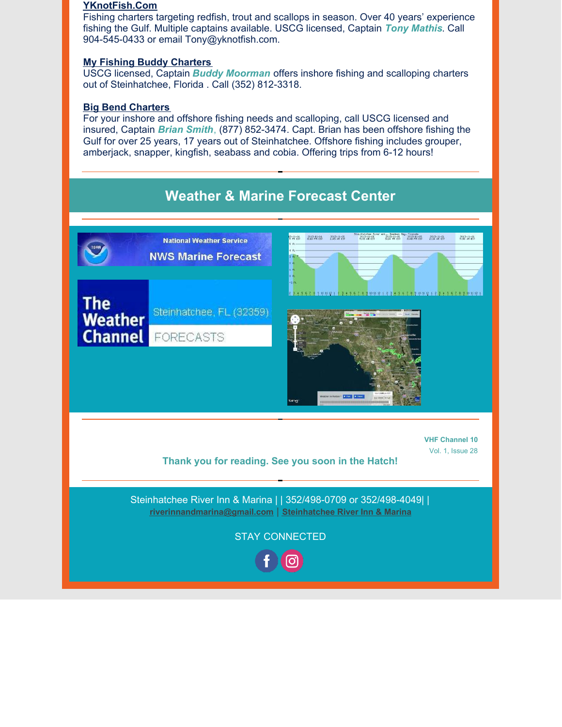**YKnotFish.Com**

Fishing charters targeting redfish, trout and scallops in season. Over 40 years' experience fishing the Gulf. Multiple captains available. USCG licensed, Captain ***Tony Mathis***. Call 904-545-0433 or email Tony@yknotfish.com.

**My Fishing Buddy Charters**

USCG licensed, Captain ***Buddy Moorman*** offers inshore fishing and scalloping charters out of Steinhatchee, Florida . Call (352) 812-3318.

**Big Bend Charters**

For your inshore and offshore fishing needs and scalloping, call USCG licensed and insured, Captain ***Brian Smith***, (877) 852-3474. Capt. Brian has been offshore fishing the Gulf for over 25 years, 17 years out of Steinhatchee. Offshore fishing includes grouper, amberjack, snapper, kingfish, seabass and cobia. Offering trips from 6-12 hours!

## Weather & Marine Forecast Center

National Weather Service

NWS Marine Forecast

The Weather Channel

Steinhatchee, FL (32359)

FORECASTS

**VHF Channel 10**

Vol. 1, Issue 28

**Thank you for reading. See you soon in the Hatch!**

Steinhatchee River Inn & Marina | | 352/498-0709 or 352/498-4049| |

**riverinnandmarina@gmail.com** | **Steinhatchee River Inn & Marina**

STAY CONNECTED